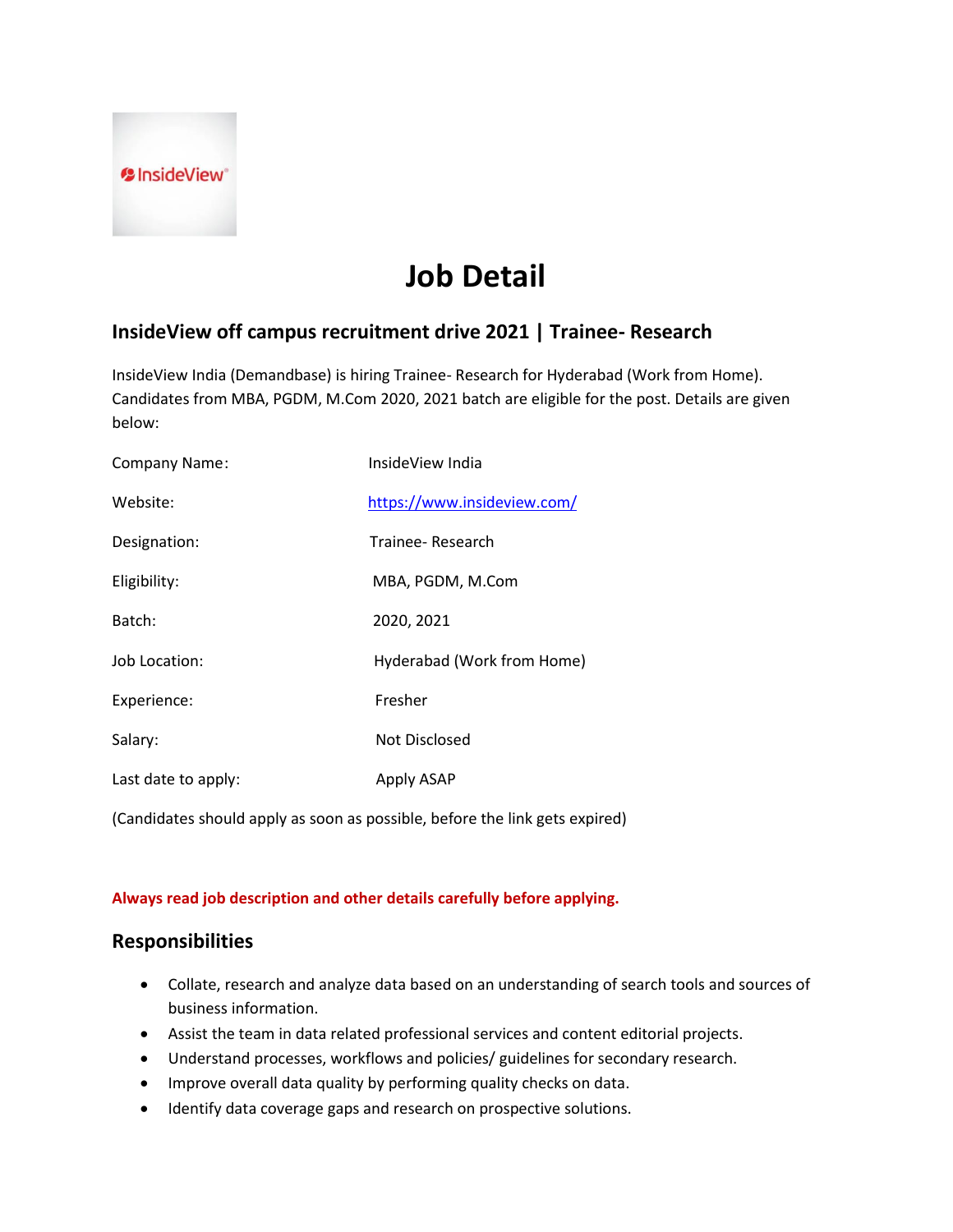# Job Detail

## InsideView off campus recruitment drive 2021 | Trainee- Research

InsideView India (Demandbase) is hiring Trainee- Research for Hyderabad (Work from Home). Candidates from MBA, PGDM, M.Com 2020, 2021 batch are eligible for the post. Details are given below:

| | |
|---|---|
| Company Name: | InsideView India |
| Website: | [https://www.insideview.com/](https://www.insideview.com/) |
| Designation: | Trainee- Research |
| Eligibility: | MBA, PGDM, M.Com |
| Batch: | 2020, 2021 |
| Job Location: | Hyderabad (Work from Home) |
| Experience: | Fresher |
| Salary: | Not Disclosed |
| Last date to apply: | Apply ASAP |

(Candidates should apply as soon as possible, before the link gets expired)

**Always read job description and other details carefully before applying.**

## Responsibilities

- Collate, research and analyze data based on an understanding of search tools and sources of business information.
- Assist the team in data related professional services and content editorial projects.
- Understand processes, workflows and policies/ guidelines for secondary research.
- Improve overall data quality by performing quality checks on data.
- Identify data coverage gaps and research on prospective solutions.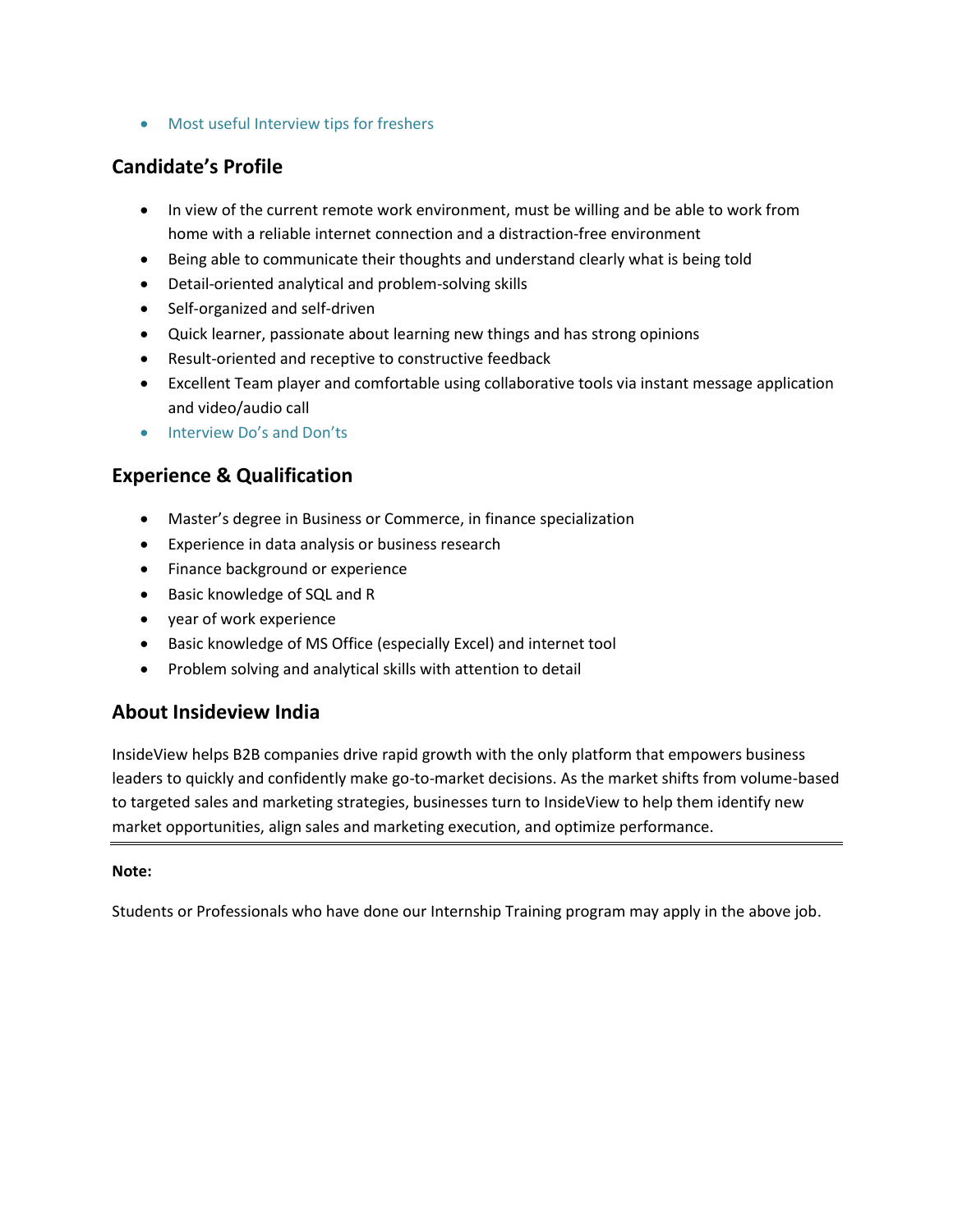- Most useful Interview tips for freshers

## Candidate's Profile

- In view of the current remote work environment, must be willing and be able to work from home with a reliable internet connection and a distraction-free environment
- Being able to communicate their thoughts and understand clearly what is being told
- Detail-oriented analytical and problem-solving skills
- Self-organized and self-driven
- Quick learner, passionate about learning new things and has strong opinions
- Result-oriented and receptive to constructive feedback
- Excellent Team player and comfortable using collaborative tools via instant message application and video/audio call
- Interview Do's and Don'ts

## Experience & Qualification

- Master's degree in Business or Commerce, in finance specialization
- Experience in data analysis or business research
- Finance background or experience
- Basic knowledge of SQL and R
- year of work experience
- Basic knowledge of MS Office (especially Excel) and internet tool
- Problem solving and analytical skills with attention to detail

## About Insideview India

InsideView helps B2B companies drive rapid growth with the only platform that empowers business leaders to quickly and confidently make go-to-market decisions. As the market shifts from volume-based to targeted sales and marketing strategies, businesses turn to InsideView to help them identify new market opportunities, align sales and marketing execution, and optimize performance.

---

**Note:**

Students or Professionals who have done our Internship Training program may apply in the above job.